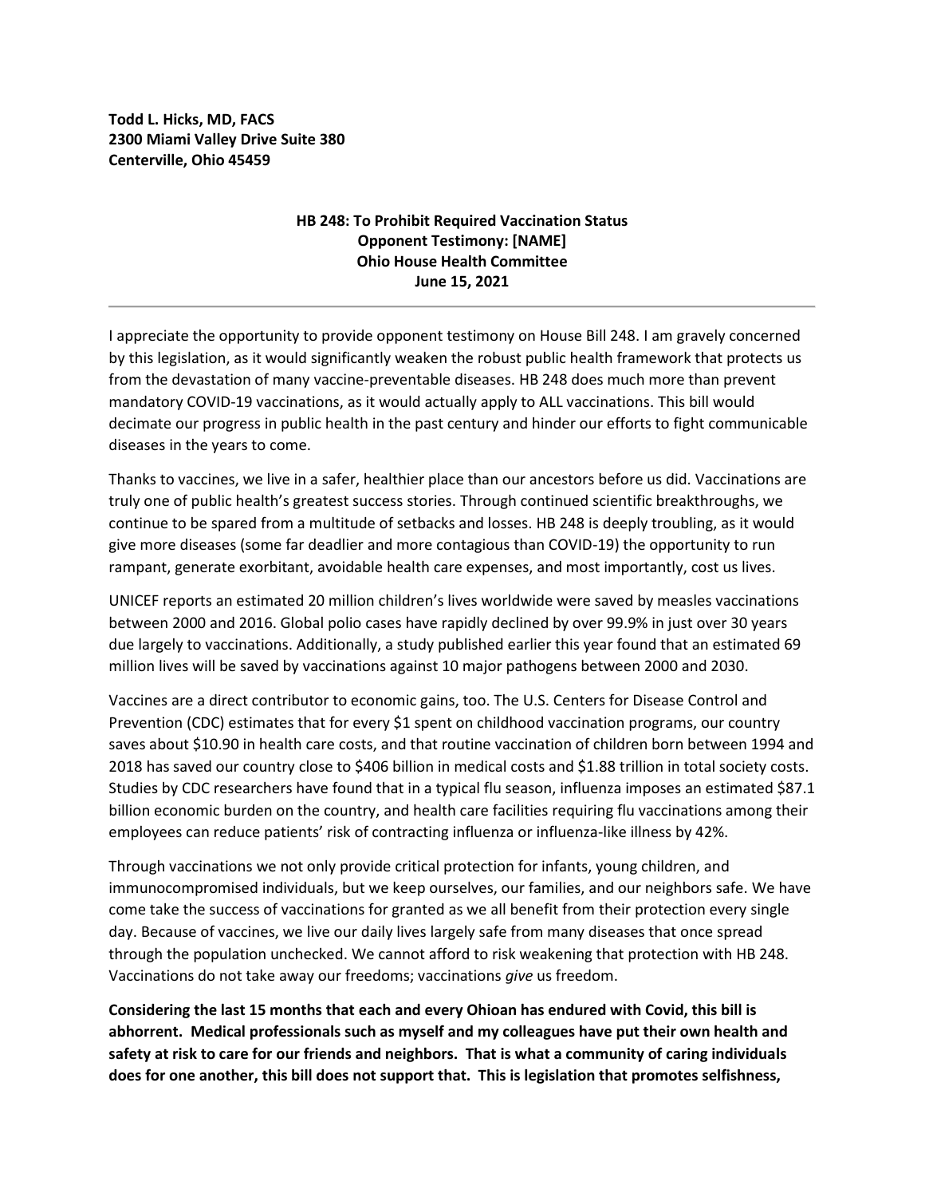**Todd L. Hicks, MD, FACS**
**2300 Miami Valley Drive Suite 380**
**Centerville, Ohio 45459**

**HB 248: To Prohibit Required Vaccination Status**
**Opponent Testimony: [NAME]**
**Ohio House Health Committee**
**June 15, 2021**

---

I appreciate the opportunity to provide opponent testimony on House Bill 248. I am gravely concerned by this legislation, as it would significantly weaken the robust public health framework that protects us from the devastation of many vaccine-preventable diseases. HB 248 does much more than prevent mandatory COVID-19 vaccinations, as it would actually apply to ALL vaccinations. This bill would decimate our progress in public health in the past century and hinder our efforts to fight communicable diseases in the years to come.

Thanks to vaccines, we live in a safer, healthier place than our ancestors before us did. Vaccinations are truly one of public health's greatest success stories. Through continued scientific breakthroughs, we continue to be spared from a multitude of setbacks and losses. HB 248 is deeply troubling, as it would give more diseases (some far deadlier and more contagious than COVID-19) the opportunity to run rampant, generate exorbitant, avoidable health care expenses, and most importantly, cost us lives.

UNICEF reports an estimated 20 million children's lives worldwide were saved by measles vaccinations between 2000 and 2016. Global polio cases have rapidly declined by over 99.9% in just over 30 years due largely to vaccinations. Additionally, a study published earlier this year found that an estimated 69 million lives will be saved by vaccinations against 10 major pathogens between 2000 and 2030.

Vaccines are a direct contributor to economic gains, too. The U.S. Centers for Disease Control and Prevention (CDC) estimates that for every $1 spent on childhood vaccination programs, our country saves about $10.90 in health care costs, and that routine vaccination of children born between 1994 and 2018 has saved our country close to $406 billion in medical costs and $1.88 trillion in total society costs. Studies by CDC researchers have found that in a typical flu season, influenza imposes an estimated $87.1 billion economic burden on the country, and health care facilities requiring flu vaccinations among their employees can reduce patients' risk of contracting influenza or influenza-like illness by 42%.

Through vaccinations we not only provide critical protection for infants, young children, and immunocompromised individuals, but we keep ourselves, our families, and our neighbors safe. We have come take the success of vaccinations for granted as we all benefit from their protection every single day. Because of vaccines, we live our daily lives largely safe from many diseases that once spread through the population unchecked. We cannot afford to risk weakening that protection with HB 248. Vaccinations do not take away our freedoms; vaccinations *give* us freedom.

**Considering the last 15 months that each and every Ohioan has endured with Covid, this bill is abhorrent. Medical professionals such as myself and my colleagues have put their own health and safety at risk to care for our friends and neighbors. That is what a community of caring individuals does for one another, this bill does not support that. This is legislation that promotes selfishness,**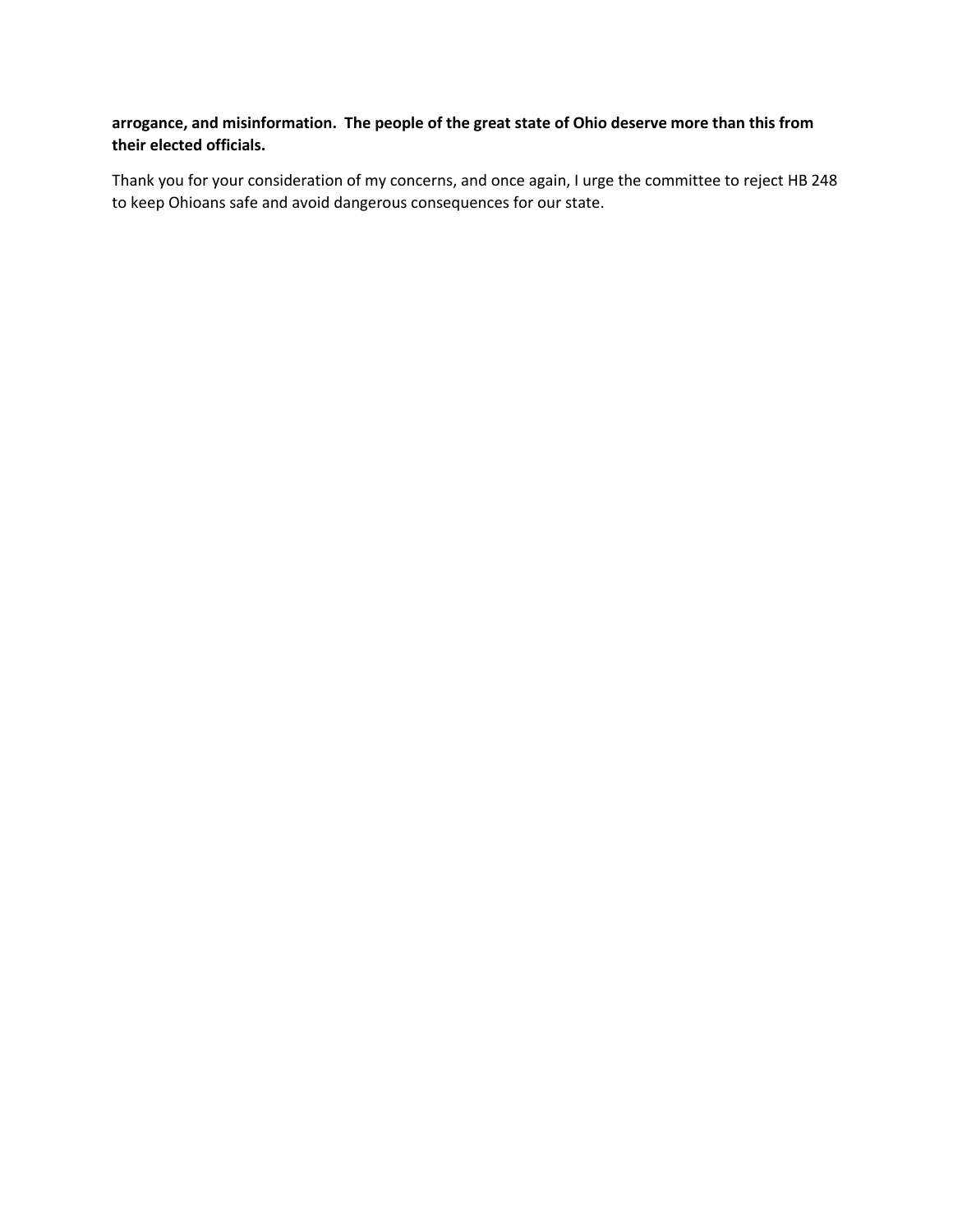**arrogance, and misinformation. The people of the great state of Ohio deserve more than this from their elected officials.**

Thank you for your consideration of my concerns, and once again, I urge the committee to reject HB 248 to keep Ohioans safe and avoid dangerous consequences for our state.